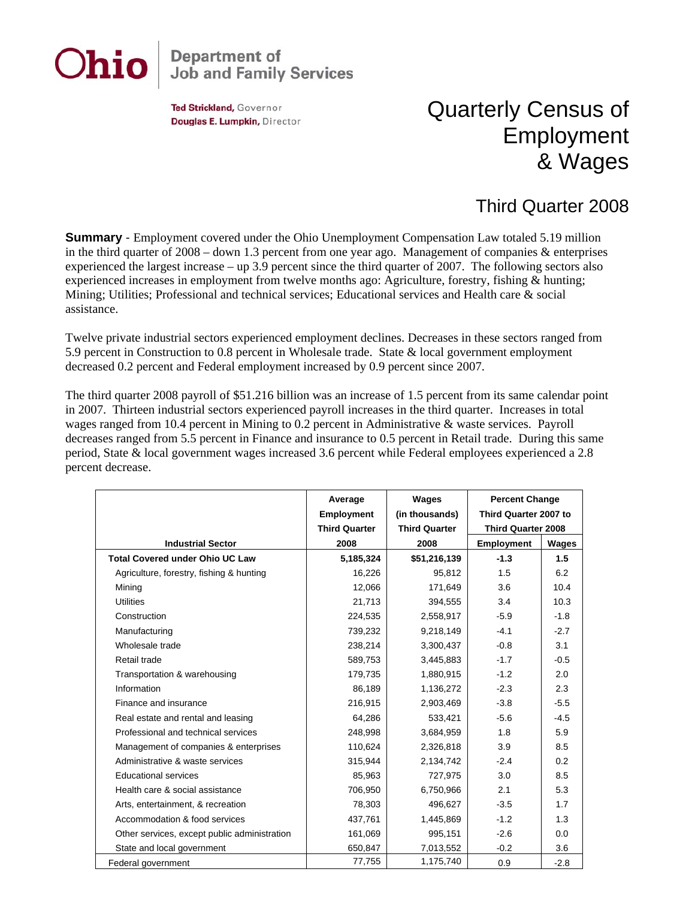**Ohio** Department of Job and Family Services

**Ted Strickland,** Governor
**Douglas E. Lumpkin,** Director

# Quarterly Census of Employment & Wages

## Third Quarter 2008

**Summary** - Employment covered under the Ohio Unemployment Compensation Law totaled 5.19 million in the third quarter of 2008 – down 1.3 percent from one year ago. Management of companies & enterprises experienced the largest increase – up 3.9 percent since the third quarter of 2007. The following sectors also experienced increases in employment from twelve months ago: Agriculture, forestry, fishing & hunting; Mining; Utilities; Professional and technical services; Educational services and Health care & social assistance.

Twelve private industrial sectors experienced employment declines. Decreases in these sectors ranged from 5.9 percent in Construction to 0.8 percent in Wholesale trade. State & local government employment decreased 0.2 percent and Federal employment increased by 0.9 percent since 2007.

The third quarter 2008 payroll of $51.216 billion was an increase of 1.5 percent from its same calendar point in 2007. Thirteen industrial sectors experienced payroll increases in the third quarter. Increases in total wages ranged from 10.4 percent in Mining to 0.2 percent in Administrative & waste services. Payroll decreases ranged from 5.5 percent in Finance and insurance to 0.5 percent in Retail trade. During this same period, State & local government wages increased 3.6 percent while Federal employees experienced a 2.8 percent decrease.

| Industrial Sector | Average Employment Third Quarter 2008 | Wages (in thousands) Third Quarter 2008 | Percent Change Third Quarter 2007 to Third Quarter 2008 | |
|---|---|---|---|---|
| | | | Employment | Wages |
| **Total Covered under Ohio UC Law** | **5,185,324** | **$51,216,139** | **-1.3** | **1.5** |
| Agriculture, forestry, fishing & hunting | 16,226 | 95,812 | 1.5 | 6.2 |
| Mining | 12,066 | 171,649 | 3.6 | 10.4 |
| Utilities | 21,713 | 394,555 | 3.4 | 10.3 |
| Construction | 224,535 | 2,558,917 | -5.9 | -1.8 |
| Manufacturing | 739,232 | 9,218,149 | -4.1 | -2.7 |
| Wholesale trade | 238,214 | 3,300,437 | -0.8 | 3.1 |
| Retail trade | 589,753 | 3,445,883 | -1.7 | -0.5 |
| Transportation & warehousing | 179,735 | 1,880,915 | -1.2 | 2.0 |
| Information | 86,189 | 1,136,272 | -2.3 | 2.3 |
| Finance and insurance | 216,915 | 2,903,469 | -3.8 | -5.5 |
| Real estate and rental and leasing | 64,286 | 533,421 | -5.6 | -4.5 |
| Professional and technical services | 248,998 | 3,684,959 | 1.8 | 5.9 |
| Management of companies & enterprises | 110,624 | 2,326,818 | 3.9 | 8.5 |
| Administrative & waste services | 315,944 | 2,134,742 | -2.4 | 0.2 |
| Educational services | 85,963 | 727,975 | 3.0 | 8.5 |
| Health care & social assistance | 706,950 | 6,750,966 | 2.1 | 5.3 |
| Arts, entertainment, & recreation | 78,303 | 496,627 | -3.5 | 1.7 |
| Accommodation & food services | 437,761 | 1,445,869 | -1.2 | 1.3 |
| Other services, except public administration | 161,069 | 995,151 | -2.6 | 0.0 |
| State and local government | 650,847 | 7,013,552 | -0.2 | 3.6 |
| Federal government | 77,755 | 1,175,740 | 0.9 | -2.8 |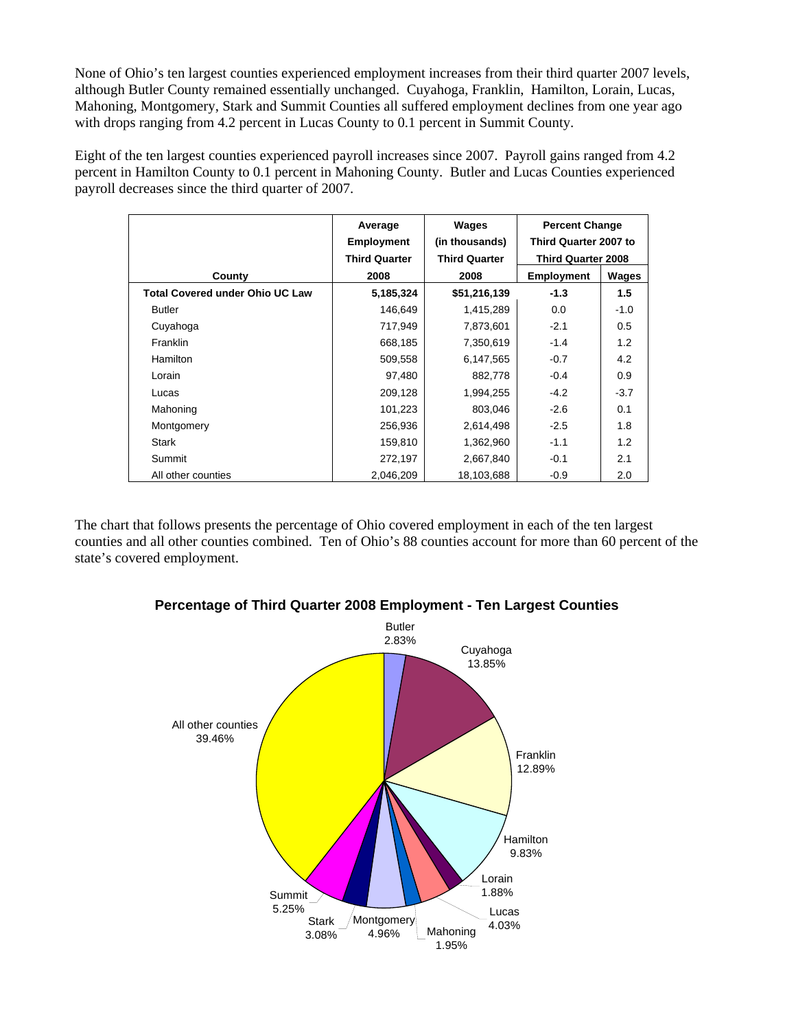None of Ohio's ten largest counties experienced employment increases from their third quarter 2007 levels, although Butler County remained essentially unchanged. Cuyahoga, Franklin, Hamilton, Lorain, Lucas, Mahoning, Montgomery, Stark and Summit Counties all suffered employment declines from one year ago with drops ranging from 4.2 percent in Lucas County to 0.1 percent in Summit County.

Eight of the ten largest counties experienced payroll increases since 2007. Payroll gains ranged from 4.2 percent in Hamilton County to 0.1 percent in Mahoning County. Butler and Lucas Counties experienced payroll decreases since the third quarter of 2007.

| County | Average Employment Third Quarter 2008 | Wages (in thousands) Third Quarter 2008 | Percent Change Third Quarter 2007 to Third Quarter 2008 | |
|---|---|---|---|---|
| | | | Employment | Wages |
| **Total Covered under Ohio UC Law** | **5,185,324** | **$51,216,139** | **-1.3** | **1.5** |
| Butler | 146,649 | 1,415,289 | 0.0 | -1.0 |
| Cuyahoga | 717,949 | 7,873,601 | -2.1 | 0.5 |
| Franklin | 668,185 | 7,350,619 | -1.4 | 1.2 |
| Hamilton | 509,558 | 6,147,565 | -0.7 | 4.2 |
| Lorain | 97,480 | 882,778 | -0.4 | 0.9 |
| Lucas | 209,128 | 1,994,255 | -4.2 | -3.7 |
| Mahoning | 101,223 | 803,046 | -2.6 | 0.1 |
| Montgomery | 256,936 | 2,614,498 | -2.5 | 1.8 |
| Stark | 159,810 | 1,362,960 | -1.1 | 1.2 |
| Summit | 272,197 | 2,667,840 | -0.1 | 2.1 |
| All other counties | 2,046,209 | 18,103,688 | -0.9 | 2.0 |

The chart that follows presents the percentage of Ohio covered employment in each of the ten largest counties and all other counties combined. Ten of Ohio's 88 counties account for more than 60 percent of the state's covered employment.

**Percentage of Third Quarter 2008 Employment - Ten Largest Counties**

| County | Percentage |
|---|---|
| Butler | 2.83% |
| Cuyahoga | 13.85% |
| Franklin | 12.89% |
| Hamilton | 9.83% |
| Lorain | 1.88% |
| Lucas | 4.03% |
| Mahoning | 1.95% |
| Montgomery | 4.96% |
| Stark | 3.08% |
| Summit | 5.25% |
| All other counties | 39.46% |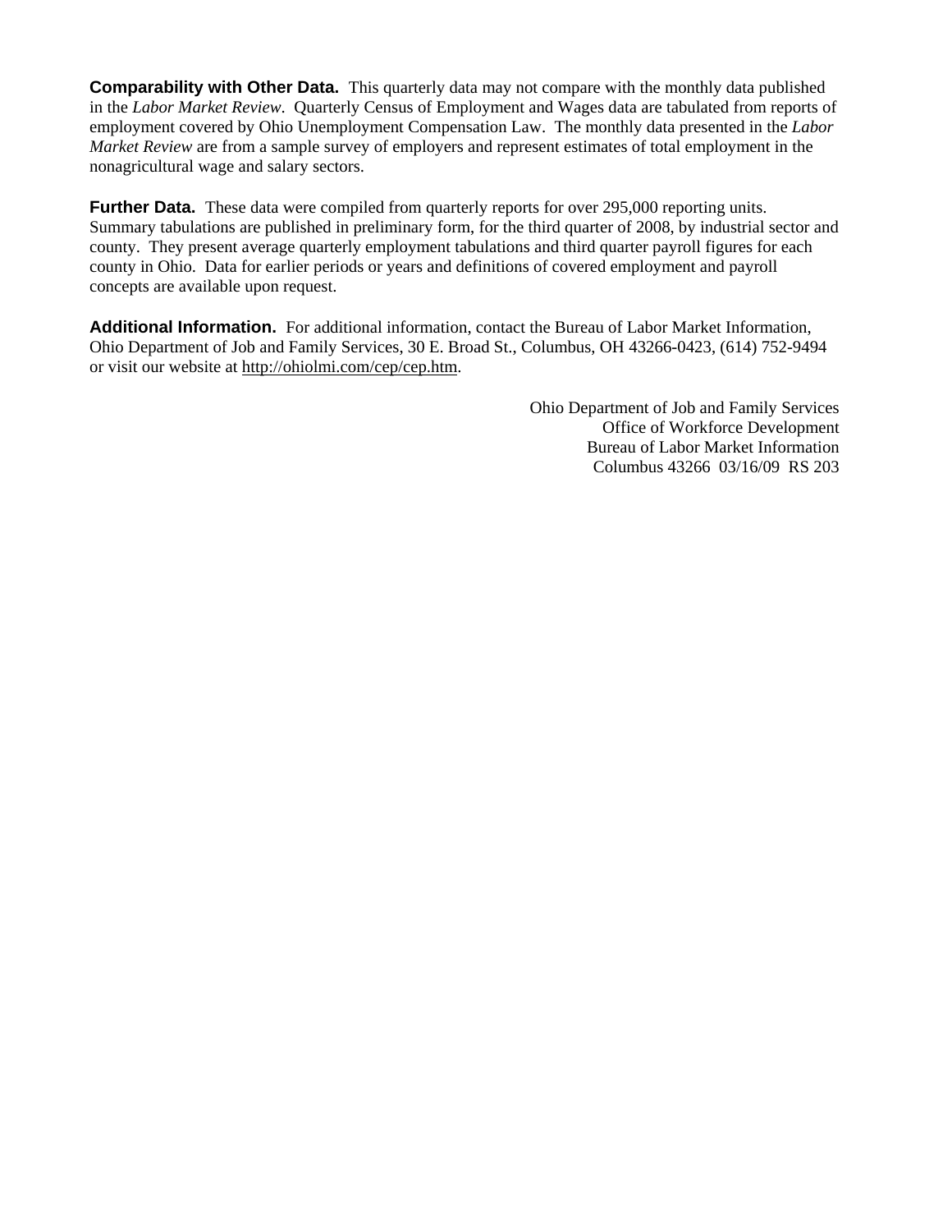**Comparability with Other Data.** This quarterly data may not compare with the monthly data published in the *Labor Market Review*. Quarterly Census of Employment and Wages data are tabulated from reports of employment covered by Ohio Unemployment Compensation Law. The monthly data presented in the *Labor Market Review* are from a sample survey of employers and represent estimates of total employment in the nonagricultural wage and salary sectors.

**Further Data.** These data were compiled from quarterly reports for over 295,000 reporting units. Summary tabulations are published in preliminary form, for the third quarter of 2008, by industrial sector and county. They present average quarterly employment tabulations and third quarter payroll figures for each county in Ohio. Data for earlier periods or years and definitions of covered employment and payroll concepts are available upon request.

**Additional Information.** For additional information, contact the Bureau of Labor Market Information, Ohio Department of Job and Family Services, 30 E. Broad St., Columbus, OH 43266-0423, (614) 752-9494 or visit our website at http://ohiolmi.com/cep/cep.htm.

Ohio Department of Job and Family Services
Office of Workforce Development
Bureau of Labor Market Information
Columbus 43266 03/16/09 RS 203